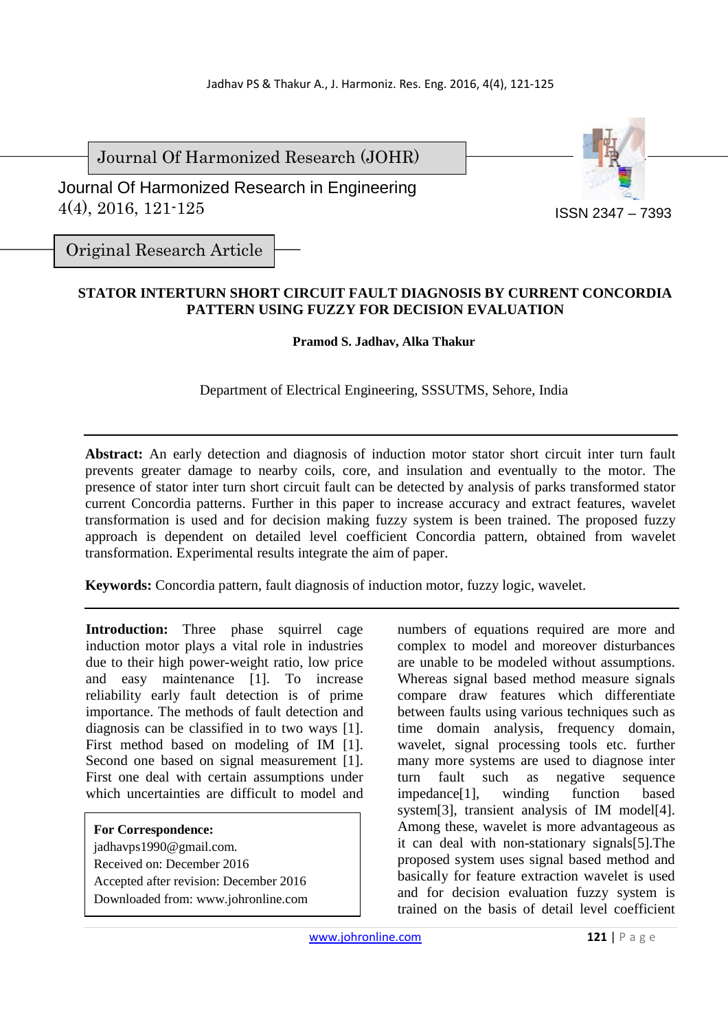Journal Of Harmonized Research (JOHR)

Journal Of Harmonized Research in Engineering
4(4), 2016, 121-125

ISSN 2347 – 7393

Original Research Article

# STATOR INTERTURN SHORT CIRCUIT FAULT DIAGNOSIS BY CURRENT CONCORDIA PATTERN USING FUZZY FOR DECISION EVALUATION

**Pramod S. Jadhav, Alka Thakur**

Department of Electrical Engineering, SSSUTMS, Sehore, India

**Abstract:** An early detection and diagnosis of induction motor stator short circuit inter turn fault prevents greater damage to nearby coils, core, and insulation and eventually to the motor. The presence of stator inter turn short circuit fault can be detected by analysis of parks transformed stator current Concordia patterns. Further in this paper to increase accuracy and extract features, wavelet transformation is used and for decision making fuzzy system is been trained. The proposed fuzzy approach is dependent on detailed level coefficient Concordia pattern, obtained from wavelet transformation. Experimental results integrate the aim of paper.

**Keywords:** Concordia pattern, fault diagnosis of induction motor, fuzzy logic, wavelet.

**Introduction:** Three phase squirrel cage induction motor plays a vital role in industries due to their high power-weight ratio, low price and easy maintenance [1]. To increase reliability early fault detection is of prime importance. The methods of fault detection and diagnosis can be classified in to two ways [1]. First method based on modeling of IM [1]. Second one based on signal measurement [1]. First one deal with certain assumptions under which uncertainties are difficult to model and numbers of equations required are more and complex to model and moreover disturbances are unable to be modeled without assumptions. Whereas signal based method measure signals compare draw features which differentiate between faults using various techniques such as time domain analysis, frequency domain, wavelet, signal processing tools etc. further many more systems are used to diagnose inter turn fault such as negative sequence impedance[1], winding function based system[3], transient analysis of IM model[4]. Among these, wavelet is more advantageous as it can deal with non-stationary signals[5].The proposed system uses signal based method and basically for feature extraction wavelet is used and for decision evaluation fuzzy system is trained on the basis of detail level coefficient

**For Correspondence:**
jadhavps1990@gmail.com.
Received on: December 2016
Accepted after revision: December 2016
Downloaded from: www.johronline.com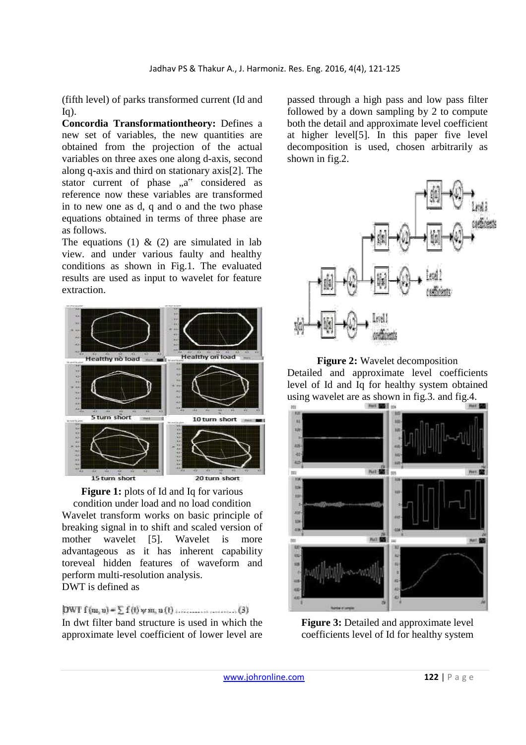(fifth level) of parks transformed current (Id and Iq).

**Concordia Transformationtheory:** Defines a new set of variables, the new quantities are obtained from the projection of the actual variables on three axes one along d-axis, second along q-axis and third on stationary axis[2]. The stator current of phase „a" considered as reference now these variables are transformed in to new one as d, q and o and the two phase equations obtained in terms of three phase are as follows.

The equations (1) & (2) are simulated in lab view. and under various faulty and healthy conditions as shown in Fig.1. The evaluated results are used as input to wavelet for feature extraction.

**Figure 1:** plots of Id and Iq for various condition under load and no load condition

Wavelet transform works on basic principle of breaking signal in to shift and scaled version of mother wavelet [5]. Wavelet is more advantageous as it has inherent capability toreveal hidden features of waveform and perform multi-resolution analysis.

DWT is defined as

$$\text{DWT } f(m,n) = \sum f(t)\,\psi_{m,n}(t) \quad \ldots\ldots\ldots\ldots\ldots (3)$$

In dwt filter band structure is used in which the approximate level coefficient of lower level are passed through a high pass and low pass filter followed by a down sampling by 2 to compute both the detail and approximate level coefficient at higher level[5]. In this paper five level decomposition is used, chosen arbitrarily as shown in fig.2.

**Figure 2:** Wavelet decomposition

Detailed and approximate level coefficients level of Id and Iq for healthy system obtained using wavelet are as shown in fig.3. and fig.4.

**Figure 3:** Detailed and approximate level coefficients level of Id for healthy system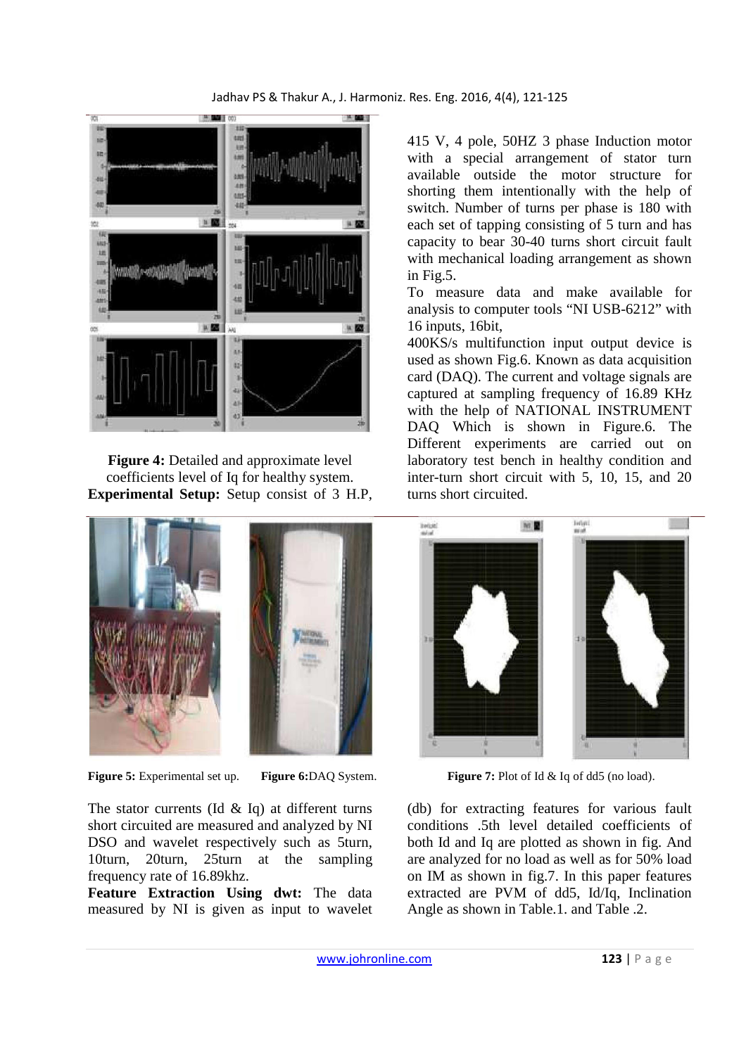**Figure 4:** Detailed and approximate level coefficients level of Iq for healthy system.

**Experimental Setup:** Setup consist of 3 H.P, 415 V, 4 pole, 50HZ 3 phase Induction motor with a special arrangement of stator turn available outside the motor structure for shorting them intentionally with the help of switch. Number of turns per phase is 180 with each set of tapping consisting of 5 turn and has capacity to bear 30-40 turns short circuit fault with mechanical loading arrangement as shown in Fig.5.

To measure data and make available for analysis to computer tools "NI USB-6212" with 16 inputs, 16bit,

400KS/s multifunction input output device is used as shown Fig.6. Known as data acquisition card (DAQ). The current and voltage signals are captured at sampling frequency of 16.89 KHz with the help of NATIONAL INSTRUMENT DAQ Which is shown in Figure.6. The Different experiments are carried out on laboratory test bench in healthy condition and inter-turn short circuit with 5, 10, 15, and 20 turns short circuited.

**Figure 5:** Experimental set up. **Figure 6:**DAQ System.

**Figure 7:** Plot of Id & Iq of dd5 (no load).

The stator currents (Id & Iq) at different turns short circuited are measured and analyzed by NI DSO and wavelet respectively such as 5turn, 10turn, 20turn, 25turn at the sampling frequency rate of 16.89khz.

**Feature Extraction Using dwt:** The data measured by NI is given as input to wavelet (db) for extracting features for various fault conditions .5th level detailed coefficients of both Id and Iq are plotted as shown in fig. And are analyzed for no load as well as for 50% load on IM as shown in fig.7. In this paper features extracted are PVM of dd5, Id/Iq, Inclination Angle as shown in Table.1. and Table .2.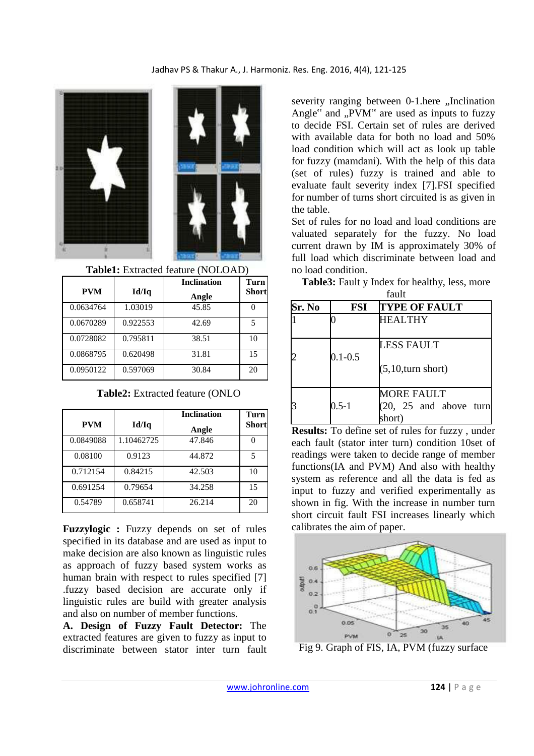**Table1:** Extracted feature (NOLOAD)

| PVM | Id/Iq | Inclination Angle | Turn Short |
|---|---|---|---|
| 0.0634764 | 1.03019 | 45.85 | 0 |
| 0.0670289 | 0.922553 | 42.69 | 5 |
| 0.0728082 | 0.795811 | 38.51 | 10 |
| 0.0868795 | 0.620498 | 31.81 | 15 |
| 0.0950122 | 0.597069 | 30.84 | 20 |

**Table2:** Extracted feature (ONLO

| PVM | Id/Iq | Inclination Angle | Turn Short |
|---|---|---|---|
| 0.0849088 | 1.10462725 | 47.846 | 0 |
| 0.08100 | 0.9123 | 44.872 | 5 |
| 0.712154 | 0.84215 | 42.503 | 10 |
| 0.691254 | 0.79654 | 34.258 | 15 |
| 0.54789 | 0.658741 | 26.214 | 20 |

**Fuzzylogic :** Fuzzy depends on set of rules specified in its database and are used as input to make decision are also known as linguistic rules as approach of fuzzy based system works as human brain with respect to rules specified [7] .fuzzy based decision are accurate only if linguistic rules are build with greater analysis and also on number of member functions.

**A. Design of Fuzzy Fault Detector:** The extracted features are given to fuzzy as input to discriminate between stator inter turn fault severity ranging between 0-1.here „Inclination Angle" and „PVM" are used as inputs to fuzzy to decide FSI. Certain set of rules are derived with available data for both no load and 50% load condition which will act as look up table for fuzzy (mamdani). With the help of this data (set of rules) fuzzy is trained and able to evaluate fault severity index [7].FSI specified for number of turns short circuited is as given in the table.

Set of rules for no load and load conditions are valuated separately for the fuzzy. No load current drawn by IM is approximately 30% of full load which discriminate between load and no load condition.

**Table3:** Fault y Index for healthy, less, more fault

| Sr. No | FSI | TYPE OF FAULT |
|---|---|---|
| 1 | 0 | HEALTHY |
| 2 | 0.1-0.5 | LESS FAULT (5,10,turn short) |
| 3 | 0.5-1 | MORE FAULT (20, 25 and above turn short) |

**Results:** To define set of rules for fuzzy , under each fault (stator inter turn) condition 10set of readings were taken to decide range of member functions(IA and PVM) And also with healthy system as reference and all the data is fed as input to fuzzy and verified experimentally as shown in fig. With the increase in number turn short circuit fault FSI increases linearly which calibrates the aim of paper.

Fig 9. Graph of FIS, IA, PVM (fuzzy surface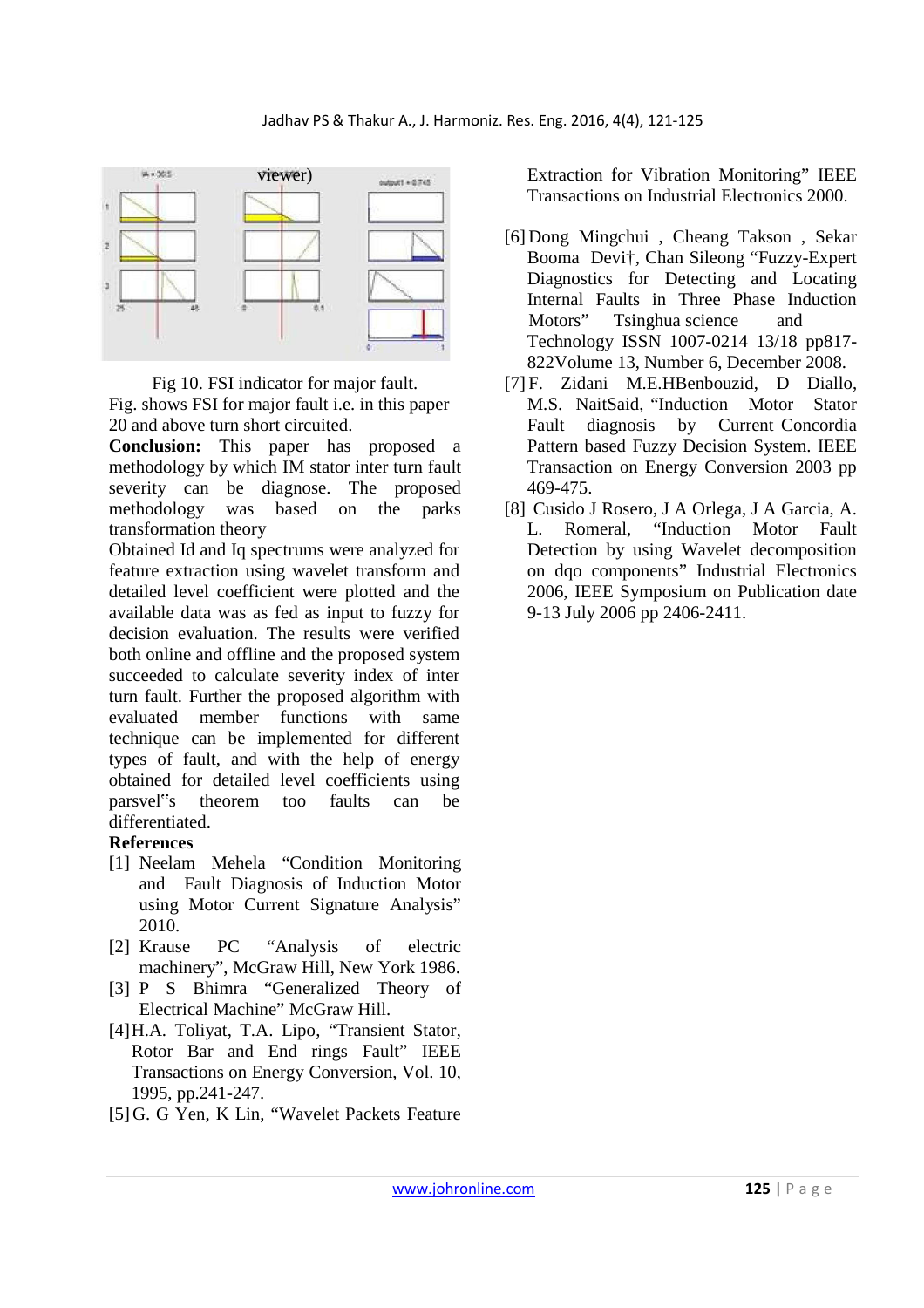Fig 10. FSI indicator for major fault.

Fig. shows FSI for major fault i.e. in this paper 20 and above turn short circuited.

**Conclusion:** This paper has proposed a methodology by which IM stator inter turn fault severity can be diagnose. The proposed methodology was based on the parks transformation theory

Obtained Id and Iq spectrums were analyzed for feature extraction using wavelet transform and detailed level coefficient were plotted and the available data was as fed as input to fuzzy for decision evaluation. The results were verified both online and offline and the proposed system succeeded to calculate severity index of inter turn fault. Further the proposed algorithm with evaluated member functions with same technique can be implemented for different types of fault, and with the help of energy obtained for detailed level coefficients using parsvel"s theorem too faults can be differentiated.

**References**

[1] Neelam Mehela "Condition Monitoring and Fault Diagnosis of Induction Motor using Motor Current Signature Analysis" 2010.

[2] Krause PC "Analysis of electric machinery", McGraw Hill, New York 1986.

[3] P S Bhimra "Generalized Theory of Electrical Machine" McGraw Hill.

[4] H.A. Toliyat, T.A. Lipo, "Transient Stator, Rotor Bar and End rings Fault" IEEE Transactions on Energy Conversion, Vol. 10, 1995, pp.241-247.

[5] G. G Yen, K Lin, "Wavelet Packets Feature Extraction for Vibration Monitoring" IEEE Transactions on Industrial Electronics 2000.

[6] Dong Mingchui , Cheang Takson , Sekar Booma Devi†, Chan Sileong "Fuzzy-Expert Diagnostics for Detecting and Locating Internal Faults in Three Phase Induction Motors" Tsinghua science and Technology ISSN 1007-0214 13/18 pp817-822Volume 13, Number 6, December 2008.

[7] F. Zidani M.E.HBenbouzid, D Diallo, M.S. NaitSaid, "Induction Motor Stator Fault diagnosis by Current Concordia Pattern based Fuzzy Decision System. IEEE Transaction on Energy Conversion 2003 pp 469-475.

[8] Cusido J Rosero, J A Orlega, J A Garcia, A. L. Romeral, "Induction Motor Fault Detection by using Wavelet decomposition on dqo components" Industrial Electronics 2006, IEEE Symposium on Publication date 9-13 July 2006 pp 2406-2411.